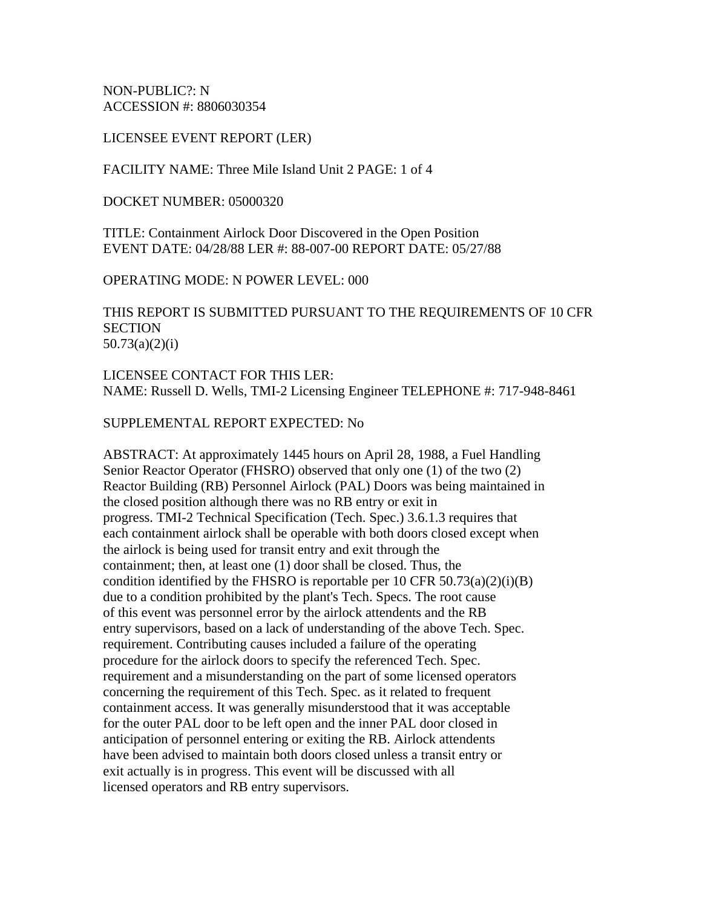NON-PUBLIC?: N
ACCESSION #: 8806030354

LICENSEE EVENT REPORT (LER)

FACILITY NAME: Three Mile Island Unit 2 PAGE: 1 of 4

DOCKET NUMBER: 05000320

TITLE: Containment Airlock Door Discovered in the Open Position
EVENT DATE: 04/28/88 LER #: 88-007-00 REPORT DATE: 05/27/88

OPERATING MODE: N POWER LEVEL: 000

THIS REPORT IS SUBMITTED PURSUANT TO THE REQUIREMENTS OF 10 CFR SECTION
50.73(a)(2)(i)

LICENSEE CONTACT FOR THIS LER:
NAME: Russell D. Wells, TMI-2 Licensing Engineer TELEPHONE #: 717-948-8461

SUPPLEMENTAL REPORT EXPECTED: No

ABSTRACT: At approximately 1445 hours on April 28, 1988, a Fuel Handling Senior Reactor Operator (FHSRO) observed that only one (1) of the two (2) Reactor Building (RB) Personnel Airlock (PAL) Doors was being maintained in the closed position although there was no RB entry or exit in progress. TMI-2 Technical Specification (Tech. Spec.) 3.6.1.3 requires that each containment airlock shall be operable with both doors closed except when the airlock is being used for transit entry and exit through the containment; then, at least one (1) door shall be closed. Thus, the condition identified by the FHSRO is reportable per 10 CFR 50.73(a)(2)(i)(B) due to a condition prohibited by the plant's Tech. Specs. The root cause of this event was personnel error by the airlock attendents and the RB entry supervisors, based on a lack of understanding of the above Tech. Spec. requirement. Contributing causes included a failure of the operating procedure for the airlock doors to specify the referenced Tech. Spec. requirement and a misunderstanding on the part of some licensed operators concerning the requirement of this Tech. Spec. as it related to frequent containment access. It was generally misunderstood that it was acceptable for the outer PAL door to be left open and the inner PAL door closed in anticipation of personnel entering or exiting the RB. Airlock attendents have been advised to maintain both doors closed unless a transit entry or exit actually is in progress. This event will be discussed with all licensed operators and RB entry supervisors.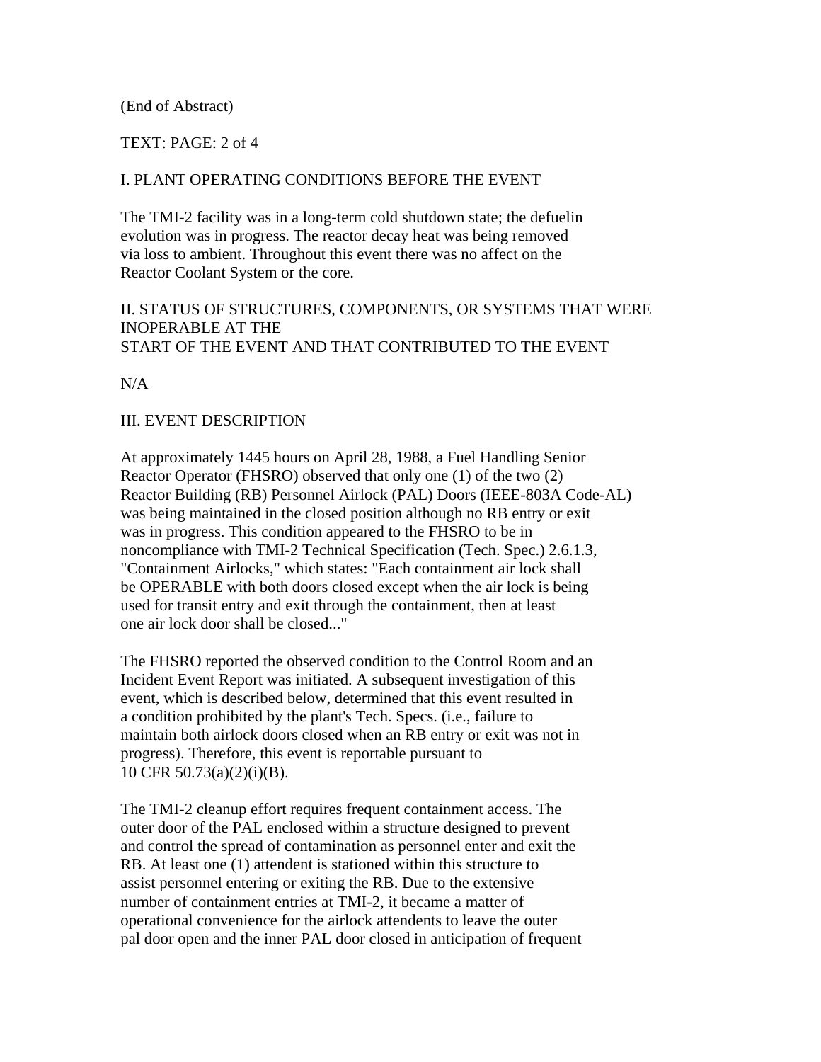(End of Abstract)

TEXT: PAGE: 2 of 4

## I. PLANT OPERATING CONDITIONS BEFORE THE EVENT

The TMI-2 facility was in a long-term cold shutdown state; the defuelin evolution was in progress. The reactor decay heat was being removed via loss to ambient. Throughout this event there was no affect on the Reactor Coolant System or the core.

## II. STATUS OF STRUCTURES, COMPONENTS, OR SYSTEMS THAT WERE INOPERABLE AT THE START OF THE EVENT AND THAT CONTRIBUTED TO THE EVENT

N/A

## III. EVENT DESCRIPTION

At approximately 1445 hours on April 28, 1988, a Fuel Handling Senior Reactor Operator (FHSRO) observed that only one (1) of the two (2) Reactor Building (RB) Personnel Airlock (PAL) Doors (IEEE-803A Code-AL) was being maintained in the closed position although no RB entry or exit was in progress. This condition appeared to the FHSRO to be in noncompliance with TMI-2 Technical Specification (Tech. Spec.) 2.6.1.3, "Containment Airlocks," which states: "Each containment air lock shall be OPERABLE with both doors closed except when the air lock is being used for transit entry and exit through the containment, then at least one air lock door shall be closed..."

The FHSRO reported the observed condition to the Control Room and an Incident Event Report was initiated. A subsequent investigation of this event, which is described below, determined that this event resulted in a condition prohibited by the plant's Tech. Specs. (i.e., failure to maintain both airlock doors closed when an RB entry or exit was not in progress). Therefore, this event is reportable pursuant to 10 CFR 50.73(a)(2)(i)(B).

The TMI-2 cleanup effort requires frequent containment access. The outer door of the PAL enclosed within a structure designed to prevent and control the spread of contamination as personnel enter and exit the RB. At least one (1) attendent is stationed within this structure to assist personnel entering or exiting the RB. Due to the extensive number of containment entries at TMI-2, it became a matter of operational convenience for the airlock attendents to leave the outer pal door open and the inner PAL door closed in anticipation of frequent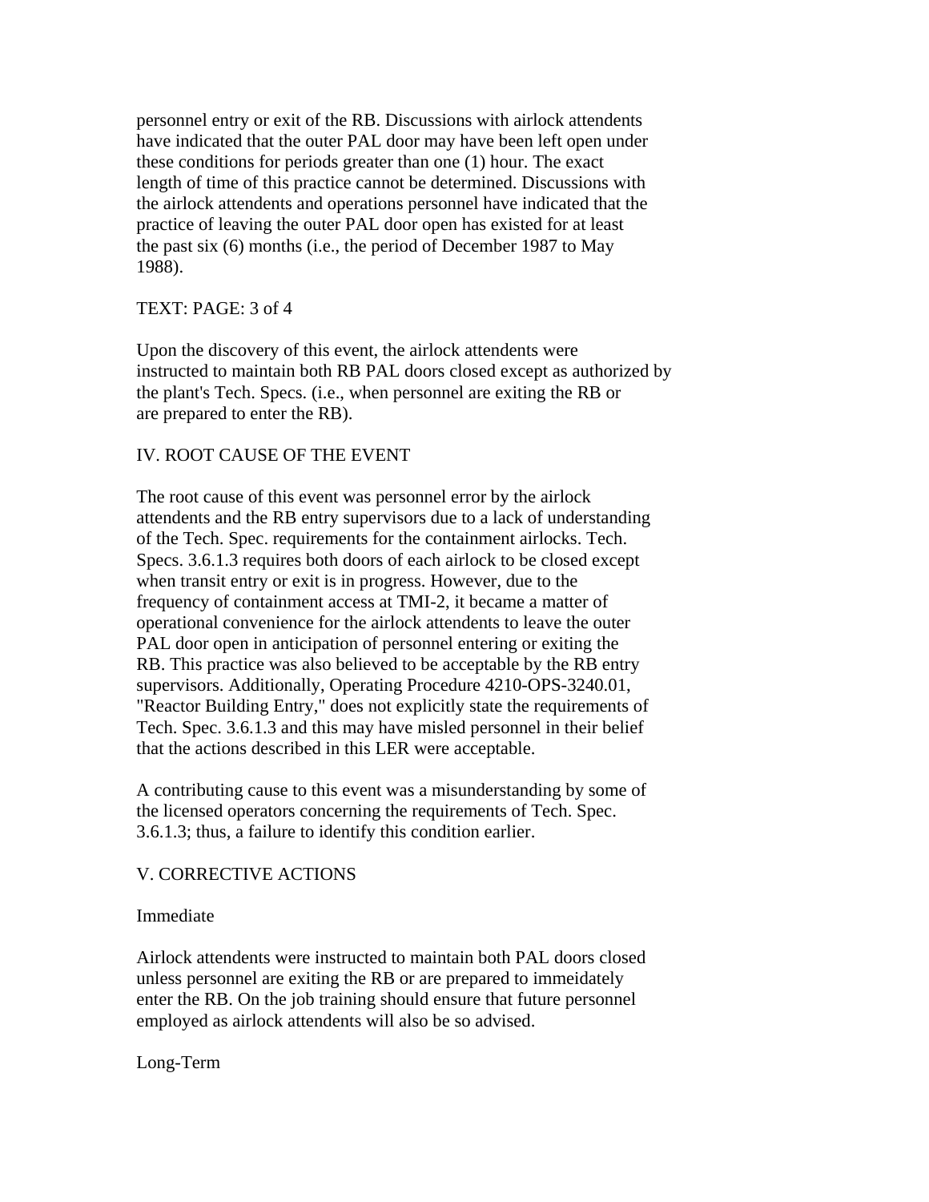personnel entry or exit of the RB. Discussions with airlock attendents have indicated that the outer PAL door may have been left open under these conditions for periods greater than one (1) hour. The exact length of time of this practice cannot be determined. Discussions with the airlock attendents and operations personnel have indicated that the practice of leaving the outer PAL door open has existed for at least the past six (6) months (i.e., the period of December 1987 to May 1988).

TEXT: PAGE: 3 of 4

Upon the discovery of this event, the airlock attendents were instructed to maintain both RB PAL doors closed except as authorized by the plant's Tech. Specs. (i.e., when personnel are exiting the RB or are prepared to enter the RB).

## IV. ROOT CAUSE OF THE EVENT

The root cause of this event was personnel error by the airlock attendents and the RB entry supervisors due to a lack of understanding of the Tech. Spec. requirements for the containment airlocks. Tech. Specs. 3.6.1.3 requires both doors of each airlock to be closed except when transit entry or exit is in progress. However, due to the frequency of containment access at TMI-2, it became a matter of operational convenience for the airlock attendents to leave the outer PAL door open in anticipation of personnel entering or exiting the RB. This practice was also believed to be acceptable by the RB entry supervisors. Additionally, Operating Procedure 4210-OPS-3240.01, "Reactor Building Entry," does not explicitly state the requirements of Tech. Spec. 3.6.1.3 and this may have misled personnel in their belief that the actions described in this LER were acceptable.

A contributing cause to this event was a misunderstanding by some of the licensed operators concerning the requirements of Tech. Spec. 3.6.1.3; thus, a failure to identify this condition earlier.

## V. CORRECTIVE ACTIONS

### Immediate

Airlock attendents were instructed to maintain both PAL doors closed unless personnel are exiting the RB or are prepared to immeidately enter the RB. On the job training should ensure that future personnel employed as airlock attendents will also be so advised.

### Long-Term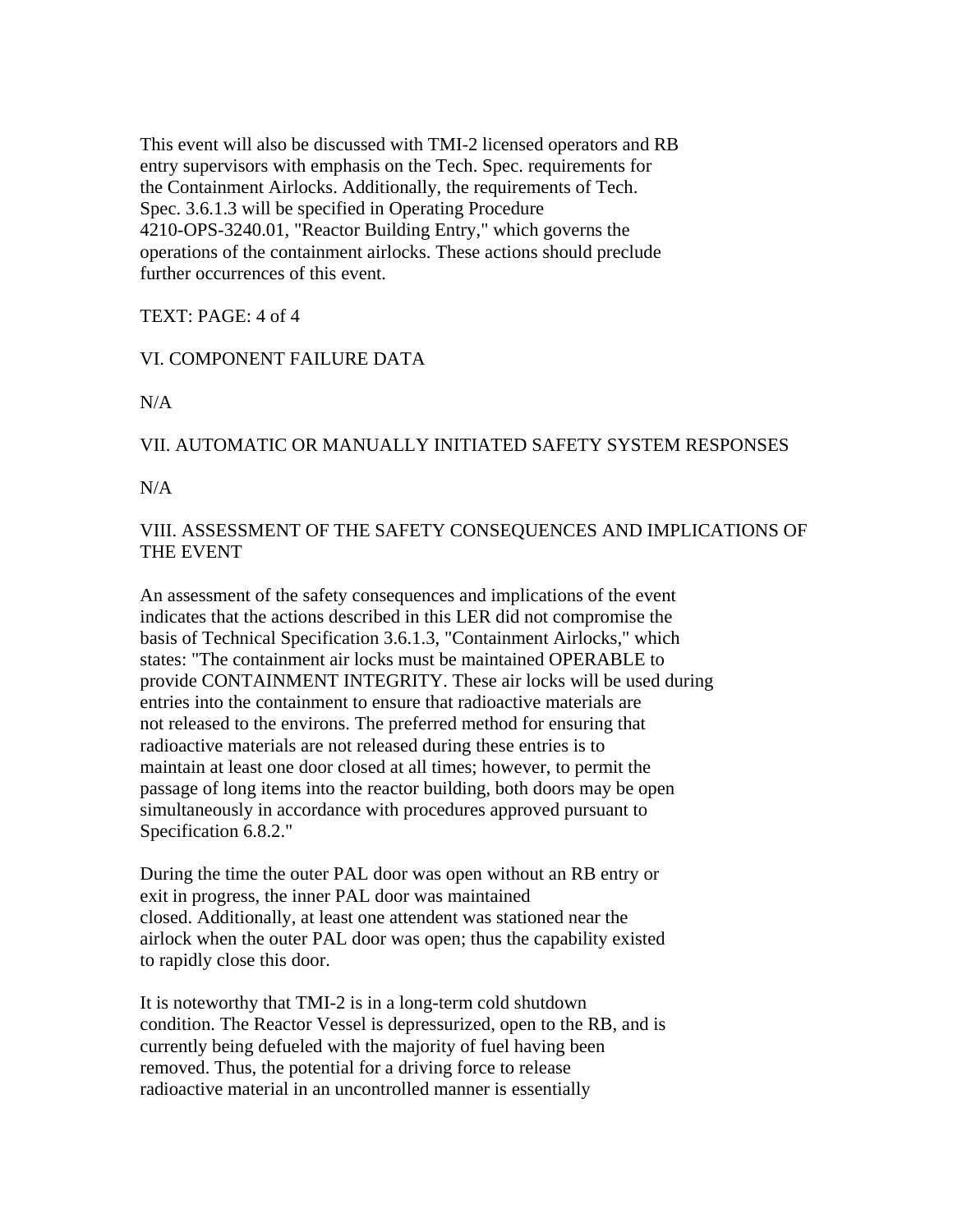This event will also be discussed with TMI-2 licensed operators and RB entry supervisors with emphasis on the Tech. Spec. requirements for the Containment Airlocks. Additionally, the requirements of Tech. Spec. 3.6.1.3 will be specified in Operating Procedure 4210-OPS-3240.01, "Reactor Building Entry," which governs the operations of the containment airlocks. These actions should preclude further occurrences of this event.

TEXT: PAGE: 4 of 4

## VI. COMPONENT FAILURE DATA

N/A

## VII. AUTOMATIC OR MANUALLY INITIATED SAFETY SYSTEM RESPONSES

N/A

## VIII. ASSESSMENT OF THE SAFETY CONSEQUENCES AND IMPLICATIONS OF THE EVENT

An assessment of the safety consequences and implications of the event indicates that the actions described in this LER did not compromise the basis of Technical Specification 3.6.1.3, "Containment Airlocks," which states: "The containment air locks must be maintained OPERABLE to provide CONTAINMENT INTEGRITY. These air locks will be used during entries into the containment to ensure that radioactive materials are not released to the environs. The preferred method for ensuring that radioactive materials are not released during these entries is to maintain at least one door closed at all times; however, to permit the passage of long items into the reactor building, both doors may be open simultaneously in accordance with procedures approved pursuant to Specification 6.8.2."

During the time the outer PAL door was open without an RB entry or exit in progress, the inner PAL door was maintained closed. Additionally, at least one attendent was stationed near the airlock when the outer PAL door was open; thus the capability existed to rapidly close this door.

It is noteworthy that TMI-2 is in a long-term cold shutdown condition. The Reactor Vessel is depressurized, open to the RB, and is currently being defueled with the majority of fuel having been removed. Thus, the potential for a driving force to release radioactive material in an uncontrolled manner is essentially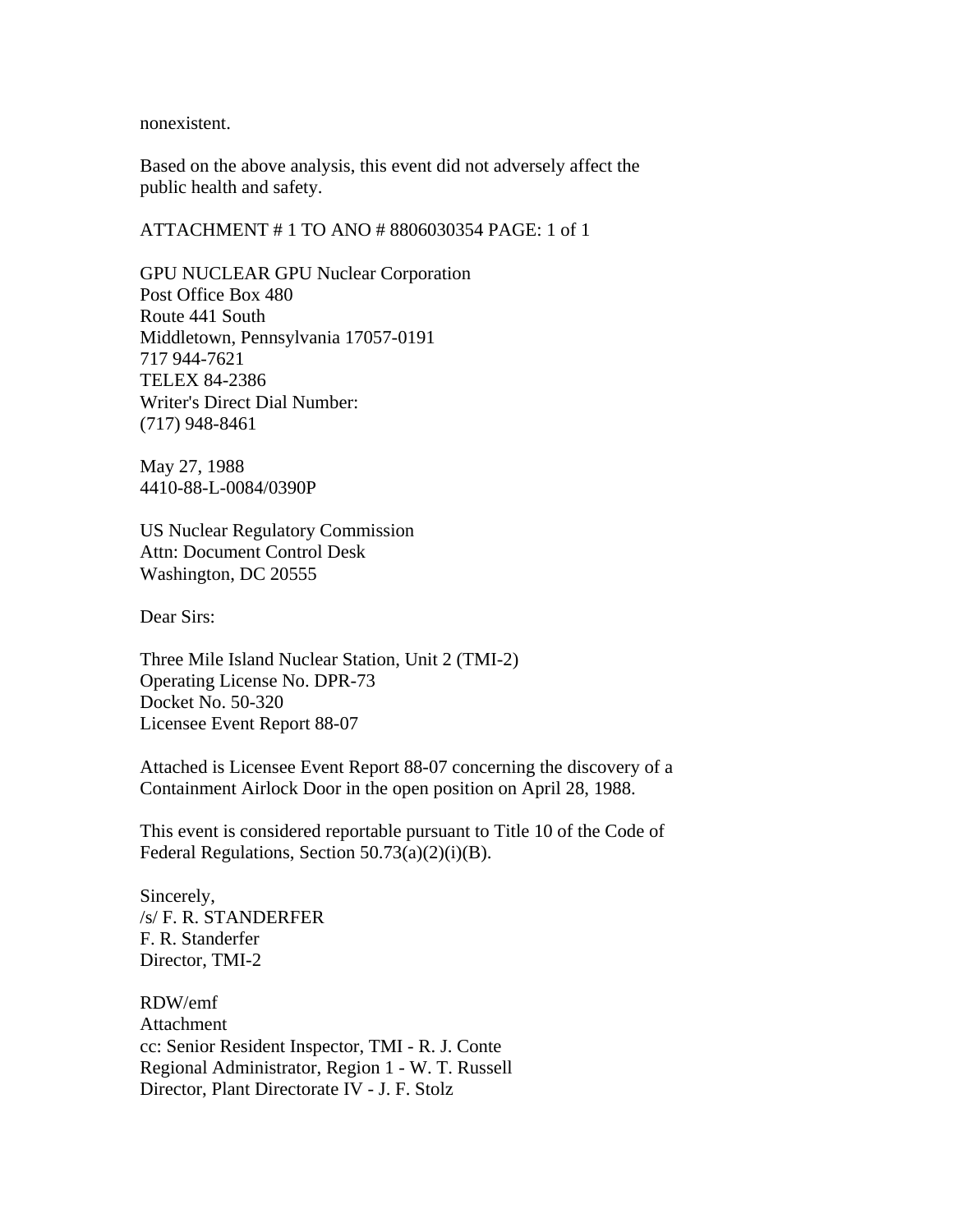nonexistent.

Based on the above analysis, this event did not adversely affect the public health and safety.

ATTACHMENT # 1 TO ANO # 8806030354 PAGE: 1 of 1

GPU NUCLEAR GPU Nuclear Corporation
Post Office Box 480
Route 441 South
Middletown, Pennsylvania 17057-0191
717 944-7621
TELEX 84-2386
Writer's Direct Dial Number:
(717) 948-8461

May 27, 1988
4410-88-L-0084/0390P

US Nuclear Regulatory Commission
Attn: Document Control Desk
Washington, DC 20555

Dear Sirs:

Three Mile Island Nuclear Station, Unit 2 (TMI-2)
Operating License No. DPR-73
Docket No. 50-320
Licensee Event Report 88-07

Attached is Licensee Event Report 88-07 concerning the discovery of a Containment Airlock Door in the open position on April 28, 1988.

This event is considered reportable pursuant to Title 10 of the Code of Federal Regulations, Section 50.73(a)(2)(i)(B).

Sincerely,
/s/ F. R. STANDERFER
F. R. Standerfer
Director, TMI-2

RDW/emf
Attachment
cc: Senior Resident Inspector, TMI - R. J. Conte
Regional Administrator, Region 1 - W. T. Russell
Director, Plant Directorate IV - J. F. Stolz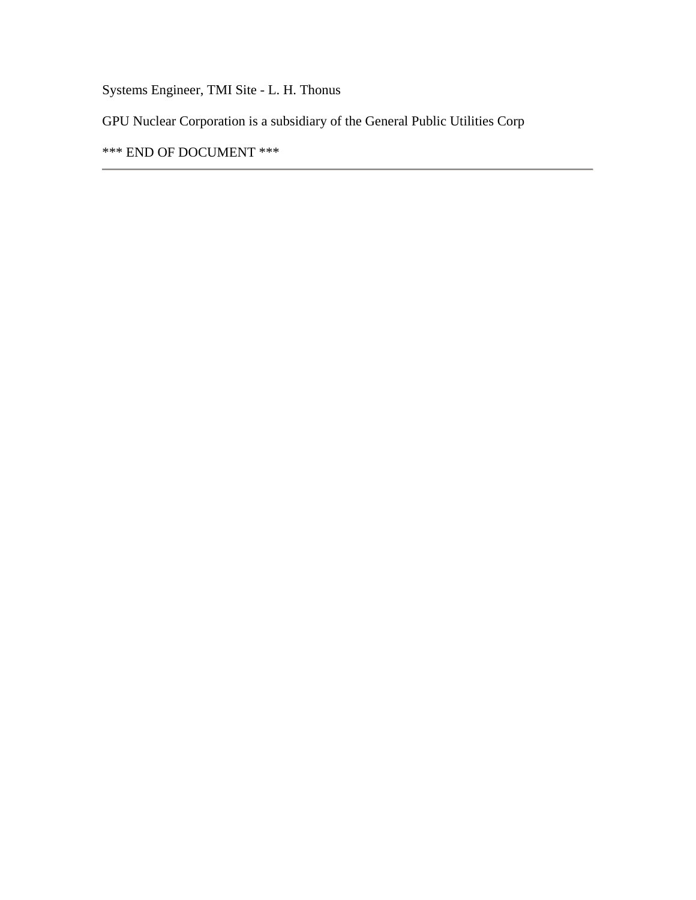Systems Engineer, TMI Site - L. H. Thonus

GPU Nuclear Corporation is a subsidiary of the General Public Utilities Corp

*** END OF DOCUMENT ***

---